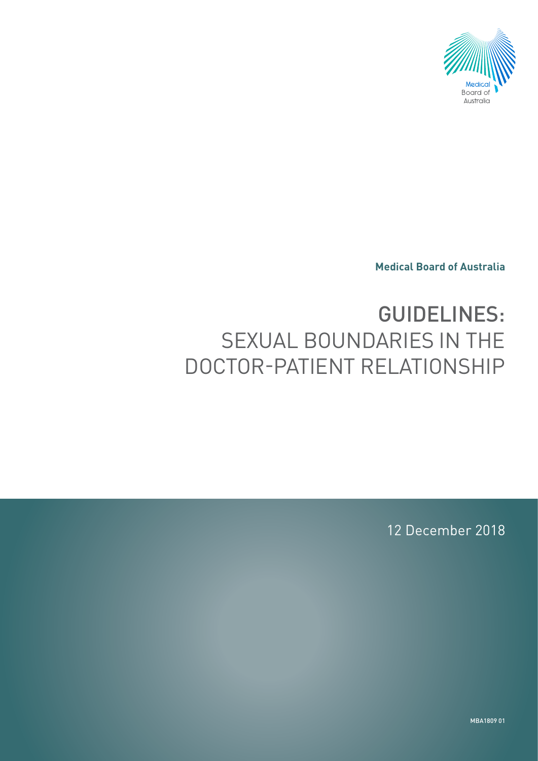Medical Board of Australia

**Medical Board of Australia**

# GUIDELINES: SEXUAL BOUNDARIES IN THE DOCTOR-PATIENT RELATIONSHIP

12 December 2018

MBA1809 01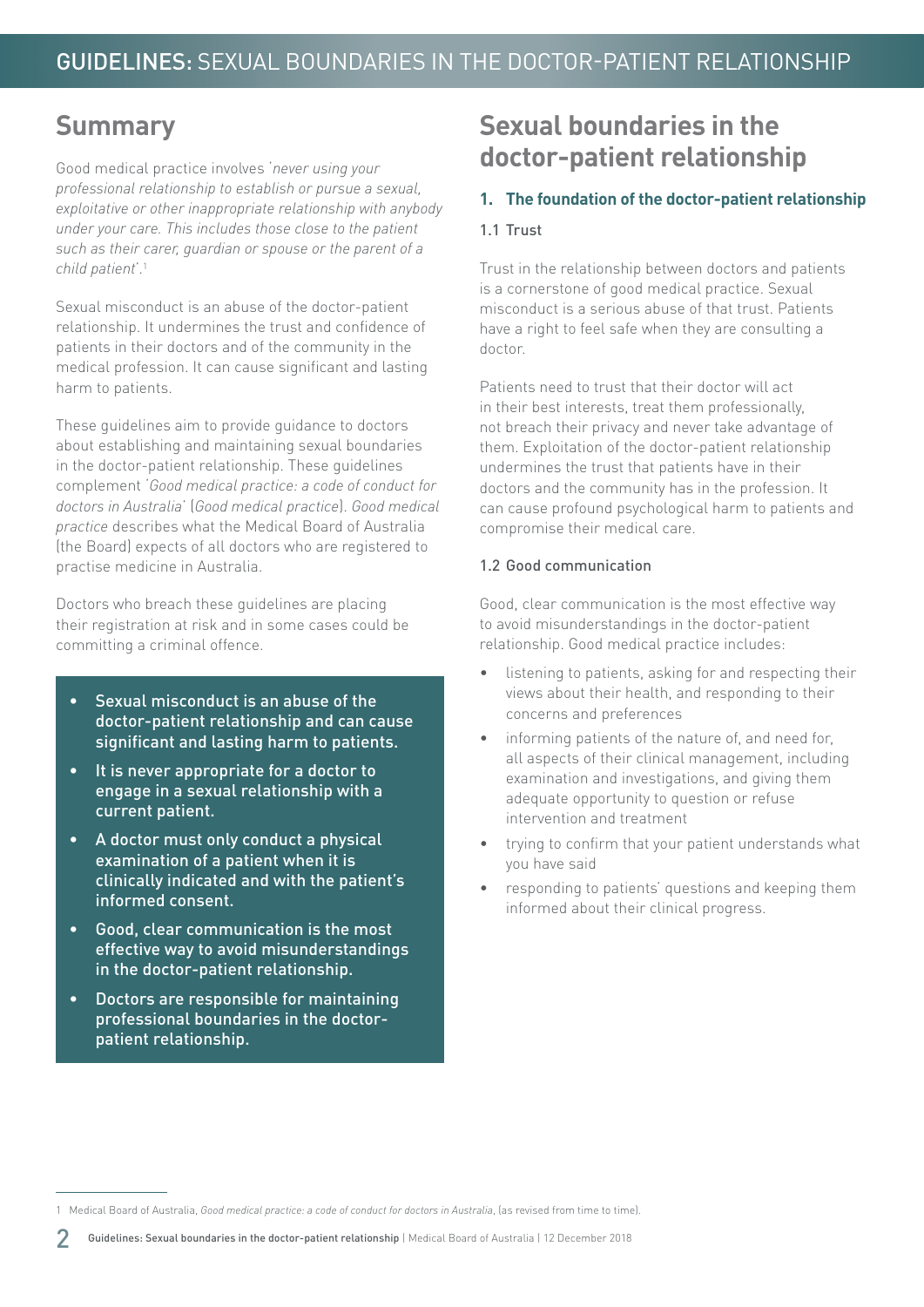## Summary

Good medical practice involves '*never using your professional relationship to establish or pursue a sexual, exploitative or other inappropriate relationship with anybody under your care. This includes those close to the patient such as their carer, guardian or spouse or the parent of a child patient*'.[1]

Sexual misconduct is an abuse of the doctor-patient relationship. It undermines the trust and confidence of patients in their doctors and of the community in the medical profession. It can cause significant and lasting harm to patients.

These guidelines aim to provide guidance to doctors about establishing and maintaining sexual boundaries in the doctor-patient relationship. These guidelines complement '*Good medical practice: a code of conduct for doctors in Australia*' (*Good medical practice*). *Good medical practice* describes what the Medical Board of Australia (the Board) expects of all doctors who are registered to practise medicine in Australia.

Doctors who breach these guidelines are placing their registration at risk and in some cases could be committing a criminal offence.

- **Sexual misconduct is an abuse of the doctor-patient relationship and can cause significant and lasting harm to patients.**
- **It is never appropriate for a doctor to engage in a sexual relationship with a current patient.**
- **A doctor must only conduct a physical examination of a patient when it is clinically indicated and with the patient's informed consent.**
- **Good, clear communication is the most effective way to avoid misunderstandings in the doctor-patient relationship.**
- **Doctors are responsible for maintaining professional boundaries in the doctor-patient relationship.**

## Sexual boundaries in the doctor-patient relationship

### 1. The foundation of the doctor-patient relationship

#### 1.1 Trust

Trust in the relationship between doctors and patients is a cornerstone of good medical practice. Sexual misconduct is a serious abuse of that trust. Patients have a right to feel safe when they are consulting a doctor.

Patients need to trust that their doctor will act in their best interests, treat them professionally, not breach their privacy and never take advantage of them. Exploitation of the doctor-patient relationship undermines the trust that patients have in their doctors and the community has in the profession. It can cause profound psychological harm to patients and compromise their medical care.

#### 1.2 Good communication

Good, clear communication is the most effective way to avoid misunderstandings in the doctor-patient relationship. Good medical practice includes:

- listening to patients, asking for and respecting their views about their health, and responding to their concerns and preferences
- informing patients of the nature of, and need for, all aspects of their clinical management, including examination and investigations, and giving them adequate opportunity to question or refuse intervention and treatment
- trying to confirm that your patient understands what you have said
- responding to patients' questions and keeping them informed about their clinical progress.

---

1 Medical Board of Australia, *Good medical practice: a code of conduct for doctors in Australia*, (as revised from time to time).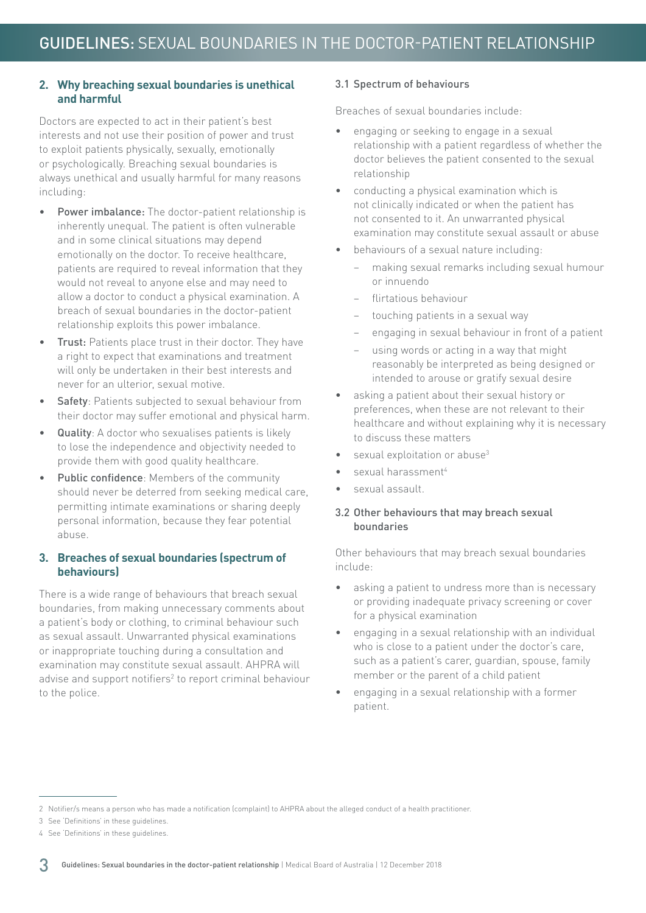## 2. Why breaching sexual boundaries is unethical and harmful

Doctors are expected to act in their patient's best interests and not use their position of power and trust to exploit patients physically, sexually, emotionally or psychologically. Breaching sexual boundaries is always unethical and usually harmful for many reasons including:

- **Power imbalance:** The doctor-patient relationship is inherently unequal. The patient is often vulnerable and in some clinical situations may depend emotionally on the doctor. To receive healthcare, patients are required to reveal information that they would not reveal to anyone else and may need to allow a doctor to conduct a physical examination. A breach of sexual boundaries in the doctor-patient relationship exploits this power imbalance.
- **Trust:** Patients place trust in their doctor. They have a right to expect that examinations and treatment will only be undertaken in their best interests and never for an ulterior, sexual motive.
- **Safety**: Patients subjected to sexual behaviour from their doctor may suffer emotional and physical harm.
- **Quality**: A doctor who sexualises patients is likely to lose the independence and objectivity needed to provide them with good quality healthcare.
- **Public confidence**: Members of the community should never be deterred from seeking medical care, permitting intimate examinations or sharing deeply personal information, because they fear potential abuse.

## 3. Breaches of sexual boundaries (spectrum of behaviours)

There is a wide range of behaviours that breach sexual boundaries, from making unnecessary comments about a patient's body or clothing, to criminal behaviour such as sexual assault. Unwarranted physical examinations or inappropriate touching during a consultation and examination may constitute sexual assault. AHPRA will advise and support notifiers[2] to report criminal behaviour to the police.

### 3.1 Spectrum of behaviours

Breaches of sexual boundaries include:

- engaging or seeking to engage in a sexual relationship with a patient regardless of whether the doctor believes the patient consented to the sexual relationship
- conducting a physical examination which is not clinically indicated or when the patient has not consented to it. An unwarranted physical examination may constitute sexual assault or abuse
- behaviours of a sexual nature including:
  - making sexual remarks including sexual humour or innuendo
  - flirtatious behaviour
  - touching patients in a sexual way
  - engaging in sexual behaviour in front of a patient
  - using words or acting in a way that might reasonably be interpreted as being designed or intended to arouse or gratify sexual desire
- asking a patient about their sexual history or preferences, when these are not relevant to their healthcare and without explaining why it is necessary to discuss these matters
- sexual exploitation or abuse[3]
- sexual harassment[4]
- sexual assault.

### 3.2 Other behaviours that may breach sexual boundaries

Other behaviours that may breach sexual boundaries include:

- asking a patient to undress more than is necessary or providing inadequate privacy screening or cover for a physical examination
- engaging in a sexual relationship with an individual who is close to a patient under the doctor's care, such as a patient's carer, guardian, spouse, family member or the parent of a child patient
- engaging in a sexual relationship with a former patient.

---

2 Notifier/s means a person who has made a notification (complaint) to AHPRA about the alleged conduct of a health practitioner.

3 See 'Definitions' in these guidelines.

4 See 'Definitions' in these guidelines.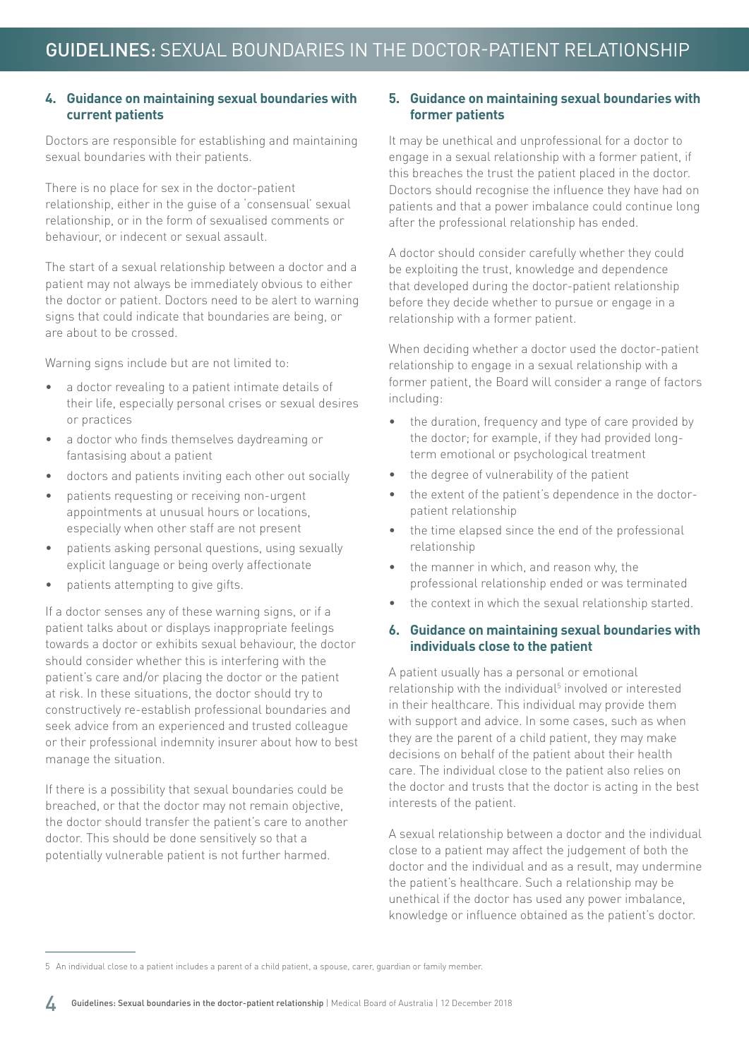## 4. Guidance on maintaining sexual boundaries with current patients

Doctors are responsible for establishing and maintaining sexual boundaries with their patients.

There is no place for sex in the doctor-patient relationship, either in the guise of a 'consensual' sexual relationship, or in the form of sexualised comments or behaviour, or indecent or sexual assault.

The start of a sexual relationship between a doctor and a patient may not always be immediately obvious to either the doctor or patient. Doctors need to be alert to warning signs that could indicate that boundaries are being, or are about to be crossed.

Warning signs include but are not limited to:

- a doctor revealing to a patient intimate details of their life, especially personal crises or sexual desires or practices
- a doctor who finds themselves daydreaming or fantasising about a patient
- doctors and patients inviting each other out socially
- patients requesting or receiving non-urgent appointments at unusual hours or locations, especially when other staff are not present
- patients asking personal questions, using sexually explicit language or being overly affectionate
- patients attempting to give gifts.

If a doctor senses any of these warning signs, or if a patient talks about or displays inappropriate feelings towards a doctor or exhibits sexual behaviour, the doctor should consider whether this is interfering with the patient's care and/or placing the doctor or the patient at risk. In these situations, the doctor should try to constructively re-establish professional boundaries and seek advice from an experienced and trusted colleague or their professional indemnity insurer about how to best manage the situation.

If there is a possibility that sexual boundaries could be breached, or that the doctor may not remain objective, the doctor should transfer the patient's care to another doctor. This should be done sensitively so that a potentially vulnerable patient is not further harmed.

## 5. Guidance on maintaining sexual boundaries with former patients

It may be unethical and unprofessional for a doctor to engage in a sexual relationship with a former patient, if this breaches the trust the patient placed in the doctor. Doctors should recognise the influence they have had on patients and that a power imbalance could continue long after the professional relationship has ended.

A doctor should consider carefully whether they could be exploiting the trust, knowledge and dependence that developed during the doctor-patient relationship before they decide whether to pursue or engage in a relationship with a former patient.

When deciding whether a doctor used the doctor-patient relationship to engage in a sexual relationship with a former patient, the Board will consider a range of factors including:

- the duration, frequency and type of care provided by the doctor; for example, if they had provided long-term emotional or psychological treatment
- the degree of vulnerability of the patient
- the extent of the patient's dependence in the doctor-patient relationship
- the time elapsed since the end of the professional relationship
- the manner in which, and reason why, the professional relationship ended or was terminated
- the context in which the sexual relationship started.

## 6. Guidance on maintaining sexual boundaries with individuals close to the patient

A patient usually has a personal or emotional relationship with the individual[5] involved or interested in their healthcare. This individual may provide them with support and advice. In some cases, such as when they are the parent of a child patient, they may make decisions on behalf of the patient about their health care. The individual close to the patient also relies on the doctor and trusts that the doctor is acting in the best interests of the patient.

A sexual relationship between a doctor and the individual close to a patient may affect the judgement of both the doctor and the individual and as a result, may undermine the patient's healthcare. Such a relationship may be unethical if the doctor has used any power imbalance, knowledge or influence obtained as the patient's doctor.

---

5 An individual close to a patient includes a parent of a child patient, a spouse, carer, guardian or family member.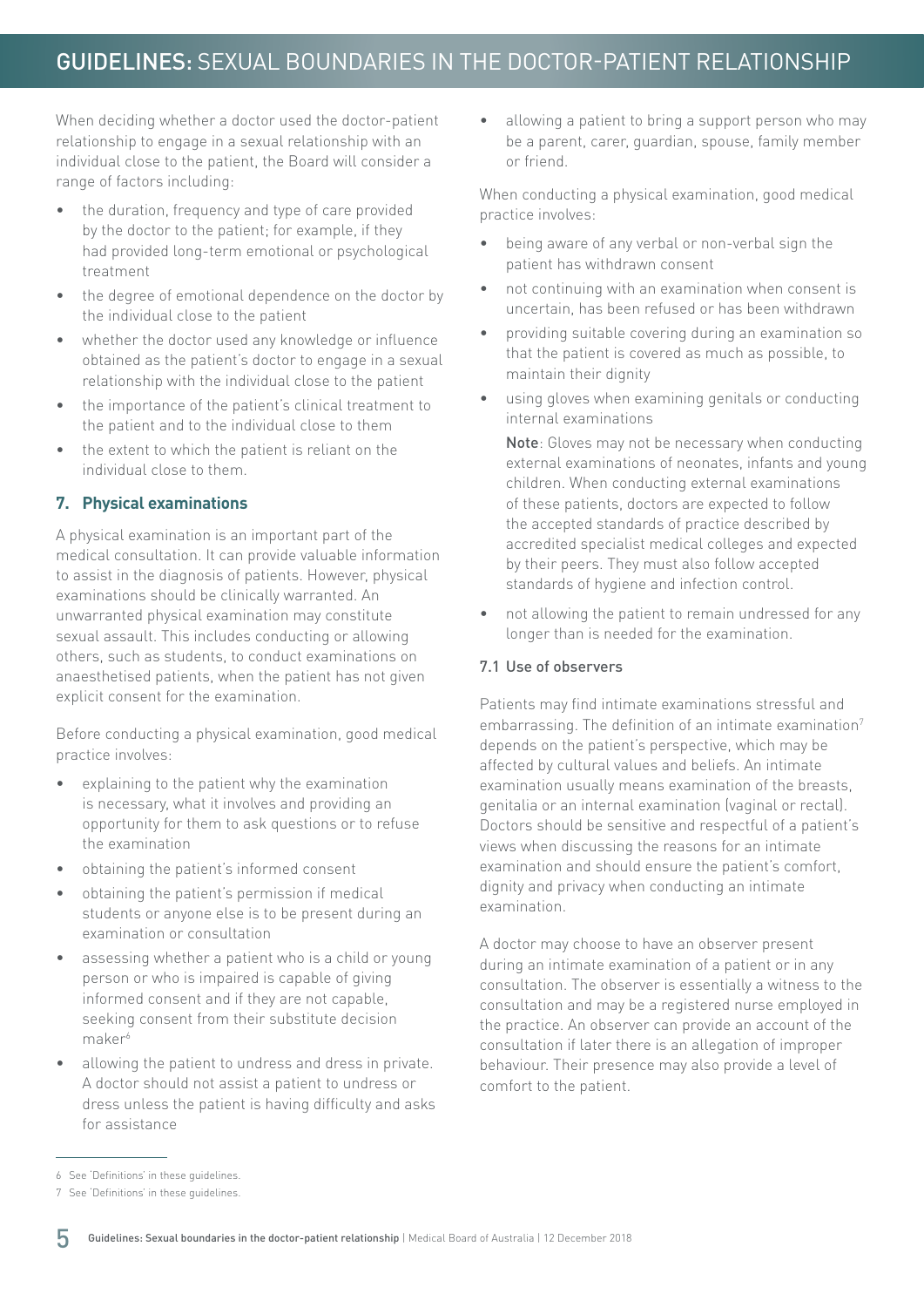When deciding whether a doctor used the doctor-patient relationship to engage in a sexual relationship with an individual close to the patient, the Board will consider a range of factors including:

- the duration, frequency and type of care provided by the doctor to the patient; for example, if they had provided long-term emotional or psychological treatment
- the degree of emotional dependence on the doctor by the individual close to the patient
- whether the doctor used any knowledge or influence obtained as the patient's doctor to engage in a sexual relationship with the individual close to the patient
- the importance of the patient's clinical treatment to the patient and to the individual close to them
- the extent to which the patient is reliant on the individual close to them.

## 7. Physical examinations

A physical examination is an important part of the medical consultation. It can provide valuable information to assist in the diagnosis of patients. However, physical examinations should be clinically warranted. An unwarranted physical examination may constitute sexual assault. This includes conducting or allowing others, such as students, to conduct examinations on anaesthetised patients, when the patient has not given explicit consent for the examination.

Before conducting a physical examination, good medical practice involves:

- explaining to the patient why the examination is necessary, what it involves and providing an opportunity for them to ask questions or to refuse the examination
- obtaining the patient's informed consent
- obtaining the patient's permission if medical students or anyone else is to be present during an examination or consultation
- assessing whether a patient who is a child or young person or who is impaired is capable of giving informed consent and if they are not capable, seeking consent from their substitute decision maker[6]
- allowing the patient to undress and dress in private. A doctor should not assist a patient to undress or dress unless the patient is having difficulty and asks for assistance
- allowing a patient to bring a support person who may be a parent, carer, guardian, spouse, family member or friend.

When conducting a physical examination, good medical practice involves:

- being aware of any verbal or non-verbal sign the patient has withdrawn consent
- not continuing with an examination when consent is uncertain, has been refused or has been withdrawn
- providing suitable covering during an examination so that the patient is covered as much as possible, to maintain their dignity
- using gloves when examining genitals or conducting internal examinations

  **Note**: Gloves may not be necessary when conducting external examinations of neonates, infants and young children. When conducting external examinations of these patients, doctors are expected to follow the accepted standards of practice described by accredited specialist medical colleges and expected by their peers. They must also follow accepted standards of hygiene and infection control.

- not allowing the patient to remain undressed for any longer than is needed for the examination.

### 7.1 Use of observers

Patients may find intimate examinations stressful and embarrassing. The definition of an intimate examination[7] depends on the patient's perspective, which may be affected by cultural values and beliefs. An intimate examination usually means examination of the breasts, genitalia or an internal examination (vaginal or rectal). Doctors should be sensitive and respectful of a patient's views when discussing the reasons for an intimate examination and should ensure the patient's comfort, dignity and privacy when conducting an intimate examination.

A doctor may choose to have an observer present during an intimate examination of a patient or in any consultation. The observer is essentially a witness to the consultation and may be a registered nurse employed in the practice. An observer can provide an account of the consultation if later there is an allegation of improper behaviour. Their presence may also provide a level of comfort to the patient.

---

6 See 'Definitions' in these guidelines.

7 See 'Definitions' in these guidelines.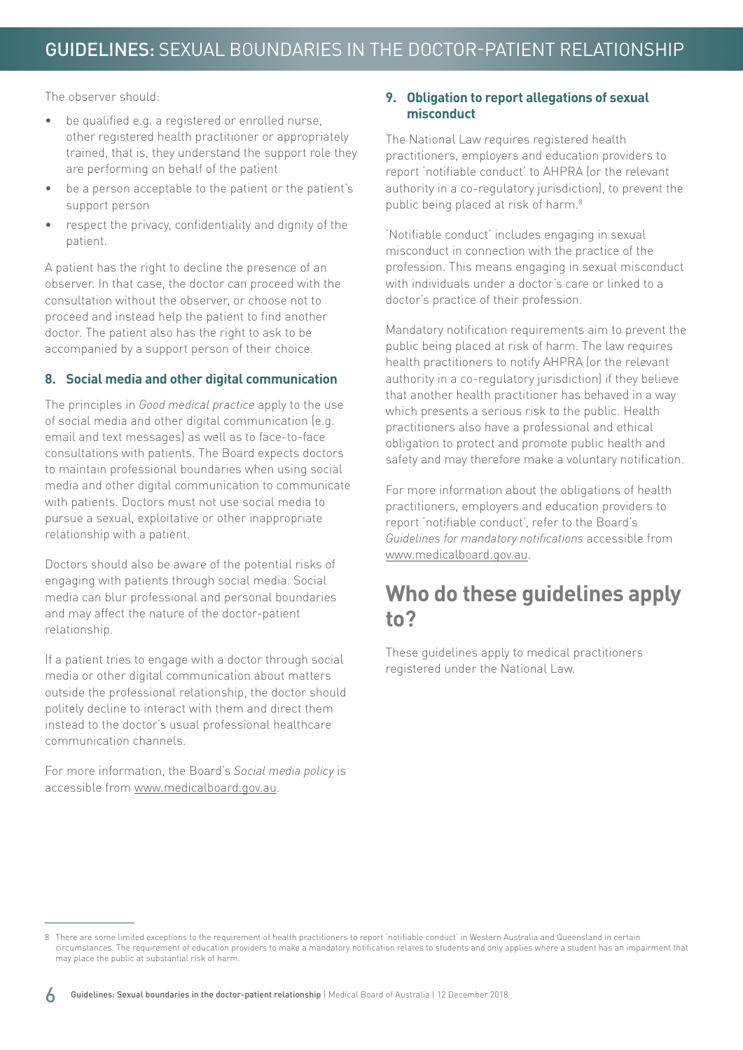The observer should:

- be qualified e.g. a registered or enrolled nurse, other registered health practitioner or appropriately trained, that is, they understand the support role they are performing on behalf of the patient
- be a person acceptable to the patient or the patient's support person
- respect the privacy, confidentiality and dignity of the patient.

A patient has the right to decline the presence of an observer. In that case, the doctor can proceed with the consultation without the observer, or choose not to proceed and instead help the patient to find another doctor. The patient also has the right to ask to be accompanied by a support person of their choice.

### 8. Social media and other digital communication

The principles in *Good medical practice* apply to the use of social media and other digital communication (e.g. email and text messages) as well as to face-to-face consultations with patients. The Board expects doctors to maintain professional boundaries when using social media and other digital communication to communicate with patients. Doctors must not use social media to pursue a sexual, exploitative or other inappropriate relationship with a patient.

Doctors should also be aware of the potential risks of engaging with patients through social media. Social media can blur professional and personal boundaries and may affect the nature of the doctor-patient relationship.

If a patient tries to engage with a doctor through social media or other digital communication about matters outside the professional relationship, the doctor should politely decline to interact with them and direct them instead to the doctor's usual professional healthcare communication channels.

For more information, the Board's *Social media policy* is accessible from www.medicalboard.gov.au.

### 9. Obligation to report allegations of sexual misconduct

The National Law requires registered health practitioners, employers and education providers to report 'notifiable conduct' to AHPRA (or the relevant authority in a co-regulatory jurisdiction), to prevent the public being placed at risk of harm.[8]

'Notifiable conduct' includes engaging in sexual misconduct in connection with the practice of the profession. This means engaging in sexual misconduct with individuals under a doctor's care or linked to a doctor's practice of their profession.

Mandatory notification requirements aim to prevent the public being placed at risk of harm. The law requires health practitioners to notify AHPRA (or the relevant authority in a co-regulatory jurisdiction) if they believe that another health practitioner has behaved in a way which presents a serious risk to the public. Health practitioners also have a professional and ethical obligation to protect and promote public health and safety and may therefore make a voluntary notification.

For more information about the obligations of health practitioners, employers and education providers to report 'notifiable conduct', refer to the Board's *Guidelines for mandatory notifications* accessible from www.medicalboard.gov.au.

## Who do these guidelines apply to?

These guidelines apply to medical practitioners registered under the National Law.

---

8 There are some limited exceptions to the requirement of health practitioners to report 'notifiable conduct' in Western Australia and Queensland in certain circumstances. The requirement of education providers to make a mandatory notification relates to students and only applies where a student has an impairment that may place the public at substantial risk of harm.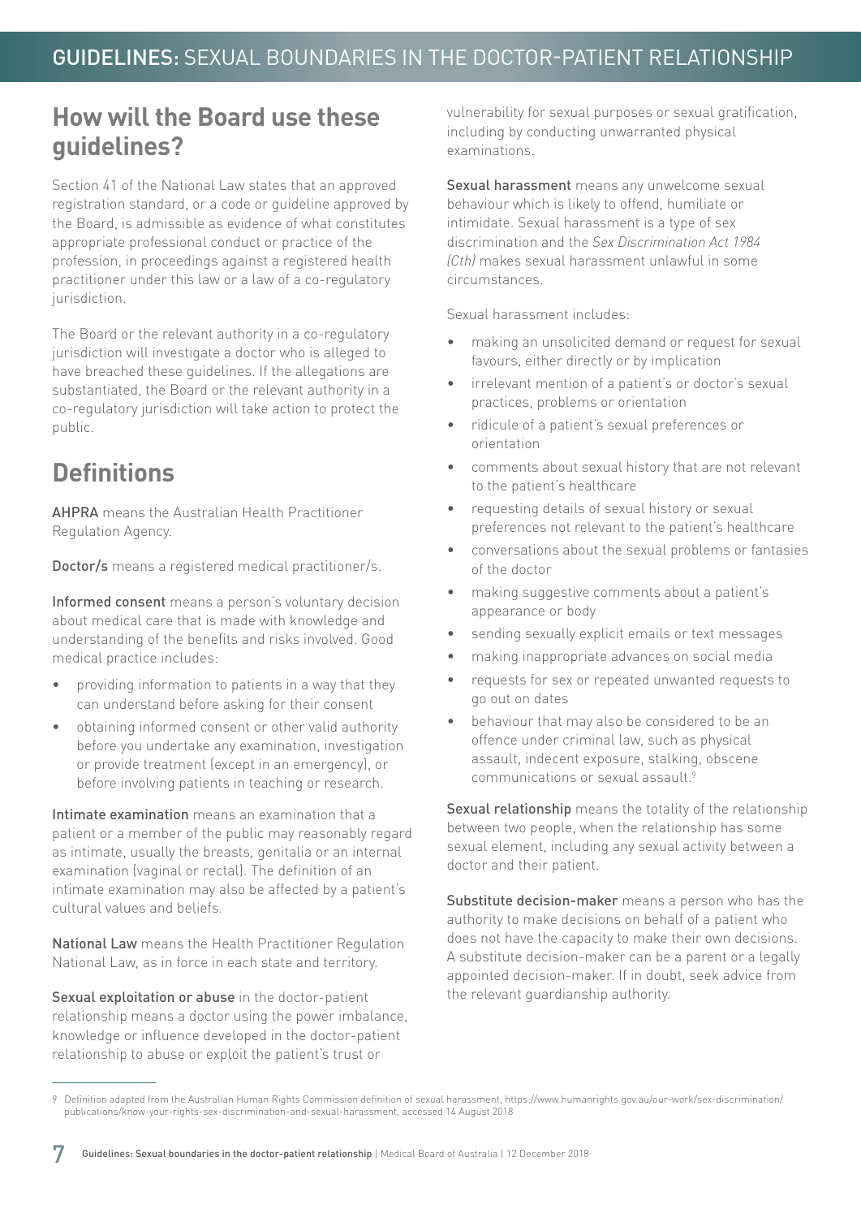## How will the Board use these guidelines?

Section 41 of the National Law states that an approved registration standard, or a code or guideline approved by the Board, is admissible as evidence of what constitutes appropriate professional conduct or practice of the profession, in proceedings against a registered health practitioner under this law or a law of a co-regulatory jurisdiction.

The Board or the relevant authority in a co-regulatory jurisdiction will investigate a doctor who is alleged to have breached these guidelines. If the allegations are substantiated, the Board or the relevant authority in a co-regulatory jurisdiction will take action to protect the public.

## Definitions

**AHPRA** means the Australian Health Practitioner Regulation Agency.

**Doctor/s** means a registered medical practitioner/s.

**Informed consent** means a person's voluntary decision about medical care that is made with knowledge and understanding of the benefits and risks involved. Good medical practice includes:

- providing information to patients in a way that they can understand before asking for their consent
- obtaining informed consent or other valid authority before you undertake any examination, investigation or provide treatment (except in an emergency), or before involving patients in teaching or research.

**Intimate examination** means an examination that a patient or a member of the public may reasonably regard as intimate, usually the breasts, genitalia or an internal examination (vaginal or rectal). The definition of an intimate examination may also be affected by a patient's cultural values and beliefs.

**National Law** means the Health Practitioner Regulation National Law, as in force in each state and territory.

**Sexual exploitation or abuse** in the doctor-patient relationship means a doctor using the power imbalance, knowledge or influence developed in the doctor-patient relationship to abuse or exploit the patient's trust or vulnerability for sexual purposes or sexual gratification, including by conducting unwarranted physical examinations.

**Sexual harassment** means any unwelcome sexual behaviour which is likely to offend, humiliate or intimidate. Sexual harassment is a type of sex discrimination and the *Sex Discrimination Act 1984 (Cth)* makes sexual harassment unlawful in some circumstances.

Sexual harassment includes:

- making an unsolicited demand or request for sexual favours, either directly or by implication
- irrelevant mention of a patient's or doctor's sexual practices, problems or orientation
- ridicule of a patient's sexual preferences or orientation
- comments about sexual history that are not relevant to the patient's healthcare
- requesting details of sexual history or sexual preferences not relevant to the patient's healthcare
- conversations about the sexual problems or fantasies of the doctor
- making suggestive comments about a patient's appearance or body
- sending sexually explicit emails or text messages
- making inappropriate advances on social media
- requests for sex or repeated unwanted requests to go out on dates
- behaviour that may also be considered to be an offence under criminal law, such as physical assault, indecent exposure, stalking, obscene communications or sexual assault.[9]

**Sexual relationship** means the totality of the relationship between two people, when the relationship has some sexual element, including any sexual activity between a doctor and their patient.

**Substitute decision-maker** means a person who has the authority to make decisions on behalf of a patient who does not have the capacity to make their own decisions. A substitute decision-maker can be a parent or a legally appointed decision-maker. If in doubt, seek advice from the relevant guardianship authority.

---

9 Definition adapted from the Australian Human Rights Commission definition of sexual harassment, https://www.humanrights.gov.au/our-work/sex-discrimination/publications/know-your-rights-sex-discrimination-and-sexual-harassment, accessed 14 August 2018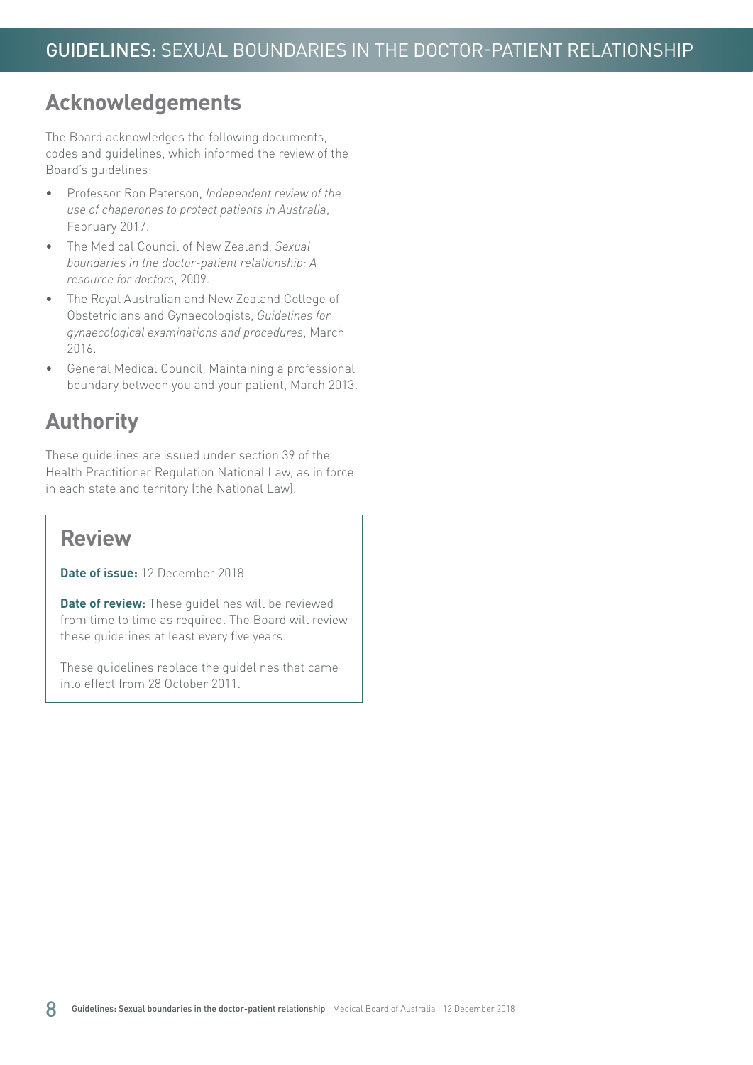## Acknowledgements

The Board acknowledges the following documents, codes and guidelines, which informed the review of the Board's guidelines:

- Professor Ron Paterson, *Independent review of the use of chaperones to protect patients in Australia*, February 2017.
- The Medical Council of New Zealand, *Sexual boundaries in the doctor-patient relationship: A resource for doctors*, 2009.
- The Royal Australian and New Zealand College of Obstetricians and Gynaecologists, *Guidelines for gynaecological examinations and procedures*, March 2016.
- General Medical Council, Maintaining a professional boundary between you and your patient, March 2013.

## Authority

These guidelines are issued under section 39 of the Health Practitioner Regulation National Law, as in force in each state and territory (the National Law).

## Review

**Date of issue:** 12 December 2018

**Date of review:** These guidelines will be reviewed from time to time as required. The Board will review these guidelines at least every five years.

These guidelines replace the guidelines that came into effect from 28 October 2011.